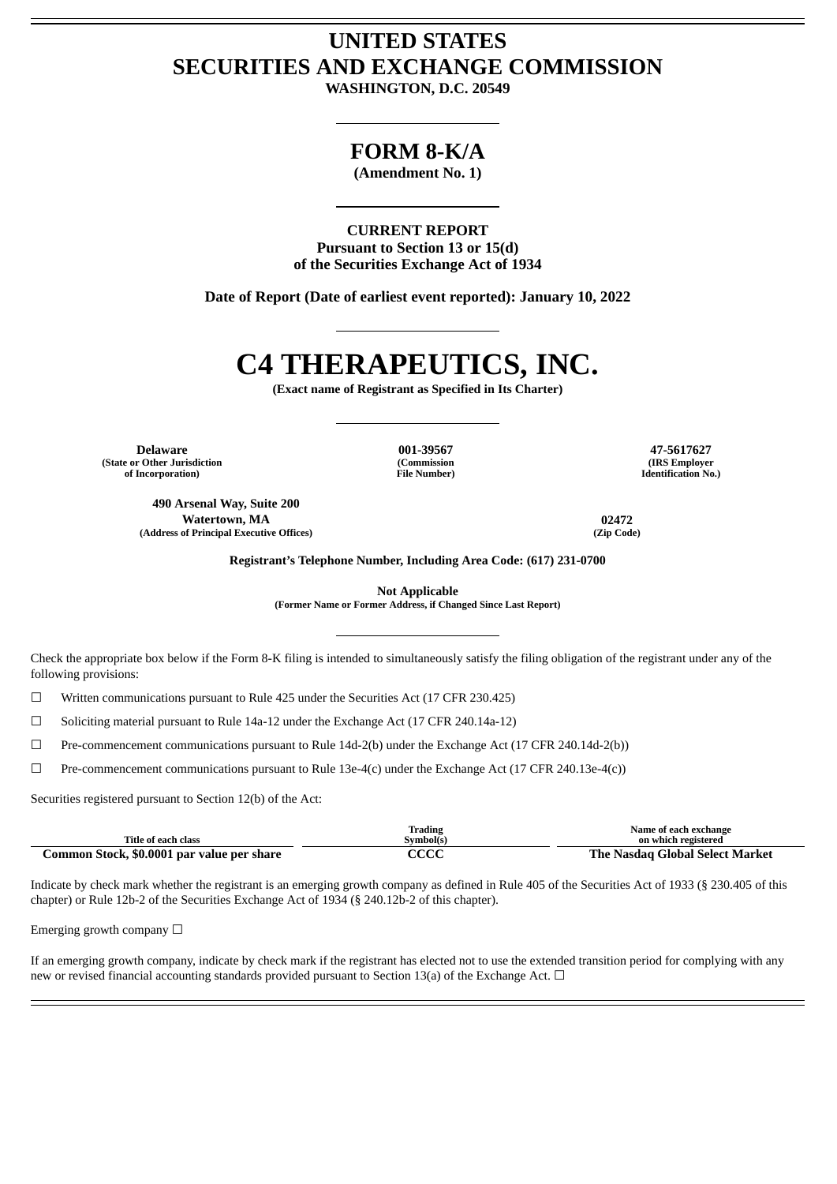# UNITED STATES
# SECURITIES AND EXCHANGE COMMISSION

**WASHINGTON, D.C. 20549**

## FORM 8-K/A

**(Amendment No. 1)**

**CURRENT REPORT**
**Pursuant to Section 13 or 15(d)**
**of the Securities Exchange Act of 1934**

**Date of Report (Date of earliest event reported): January 10, 2022**

# C4 THERAPEUTICS, INC.

**(Exact name of Registrant as Specified in Its Charter)**

| Delaware | 001-39567 | 47-5617627 |
|---|---|---|
| (State or Other Jurisdiction of Incorporation) | (Commission File Number) | (IRS Employer Identification No.) |

| 490 Arsenal Way, Suite 200 Watertown, MA | 02472 |
|---|---|
| (Address of Principal Executive Offices) | (Zip Code) |

**Registrant's Telephone Number, Including Area Code: (617) 231-0700**

**Not Applicable**
**(Former Name or Former Address, if Changed Since Last Report)**

Check the appropriate box below if the Form 8-K filing is intended to simultaneously satisfy the filing obligation of the registrant under any of the following provisions:

☐ Written communications pursuant to Rule 425 under the Securities Act (17 CFR 230.425)

☐ Soliciting material pursuant to Rule 14a-12 under the Exchange Act (17 CFR 240.14a-12)

☐ Pre-commencement communications pursuant to Rule 14d-2(b) under the Exchange Act (17 CFR 240.14d-2(b))

☐ Pre-commencement communications pursuant to Rule 13e-4(c) under the Exchange Act (17 CFR 240.13e-4(c))

Securities registered pursuant to Section 12(b) of the Act:

| Title of each class | Trading Symbol(s) | Name of each exchange on which registered |
|---|---|---|
| Common Stock, $0.0001 par value per share | CCCC | The Nasdaq Global Select Market |

Indicate by check mark whether the registrant is an emerging growth company as defined in Rule 405 of the Securities Act of 1933 (§ 230.405 of this chapter) or Rule 12b-2 of the Securities Exchange Act of 1934 (§ 240.12b-2 of this chapter).

Emerging growth company ☐

If an emerging growth company, indicate by check mark if the registrant has elected not to use the extended transition period for complying with any new or revised financial accounting standards provided pursuant to Section 13(a) of the Exchange Act. ☐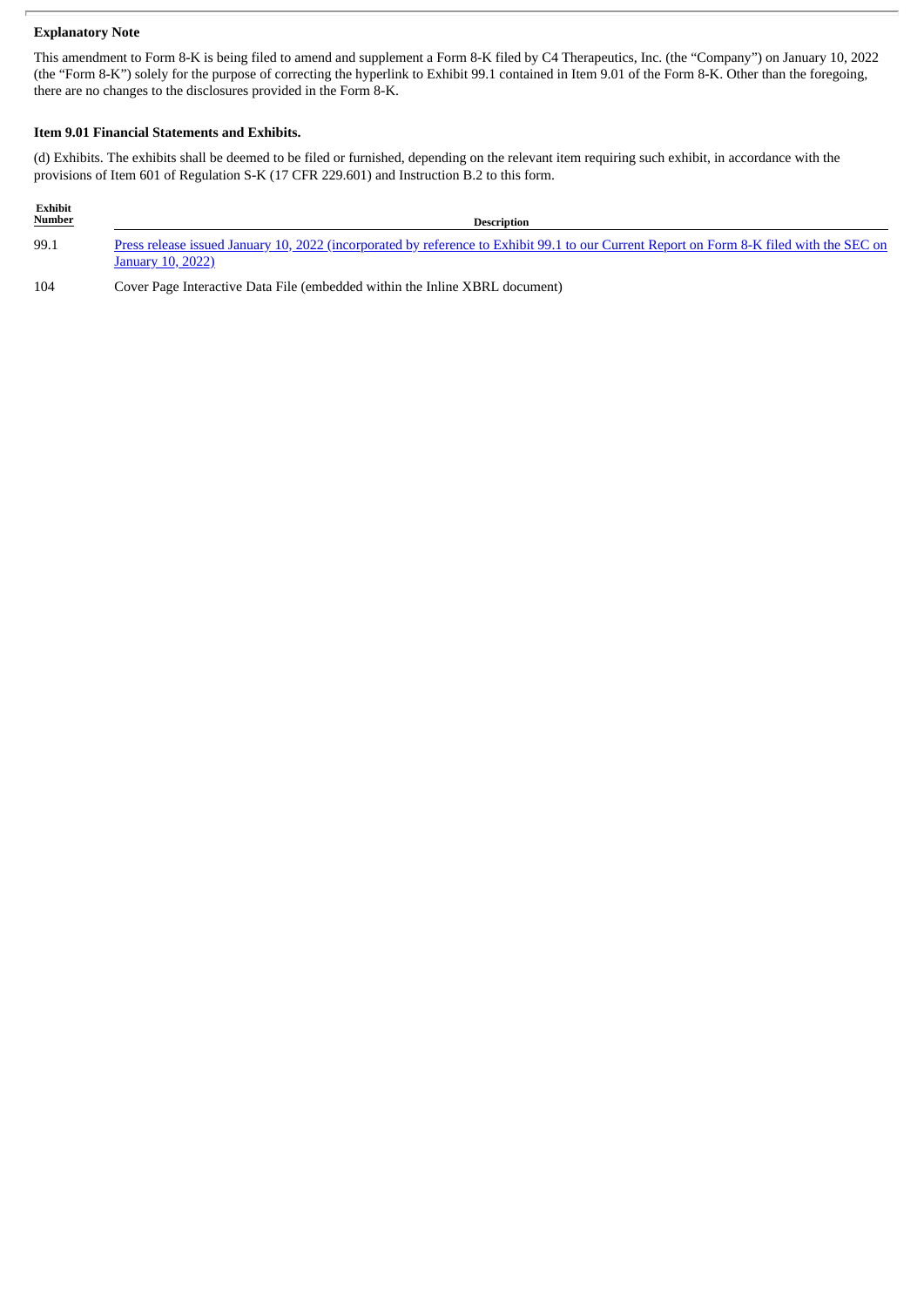**Explanatory Note**

This amendment to Form 8-K is being filed to amend and supplement a Form 8-K filed by C4 Therapeutics, Inc. (the "Company") on January 10, 2022 (the "Form 8-K") solely for the purpose of correcting the hyperlink to Exhibit 99.1 contained in Item 9.01 of the Form 8-K. Other than the foregoing, there are no changes to the disclosures provided in the Form 8-K.

**Item 9.01 Financial Statements and Exhibits.**

(d) Exhibits. The exhibits shall be deemed to be filed or furnished, depending on the relevant item requiring such exhibit, in accordance with the provisions of Item 601 of Regulation S-K (17 CFR 229.601) and Instruction B.2 to this form.

| Exhibit Number | Description |
|---|---|
| 99.1 | Press release issued January 10, 2022 (incorporated by reference to Exhibit 99.1 to our Current Report on Form 8-K filed with the SEC on January 10, 2022) |
| 104 | Cover Page Interactive Data File (embedded within the Inline XBRL document) |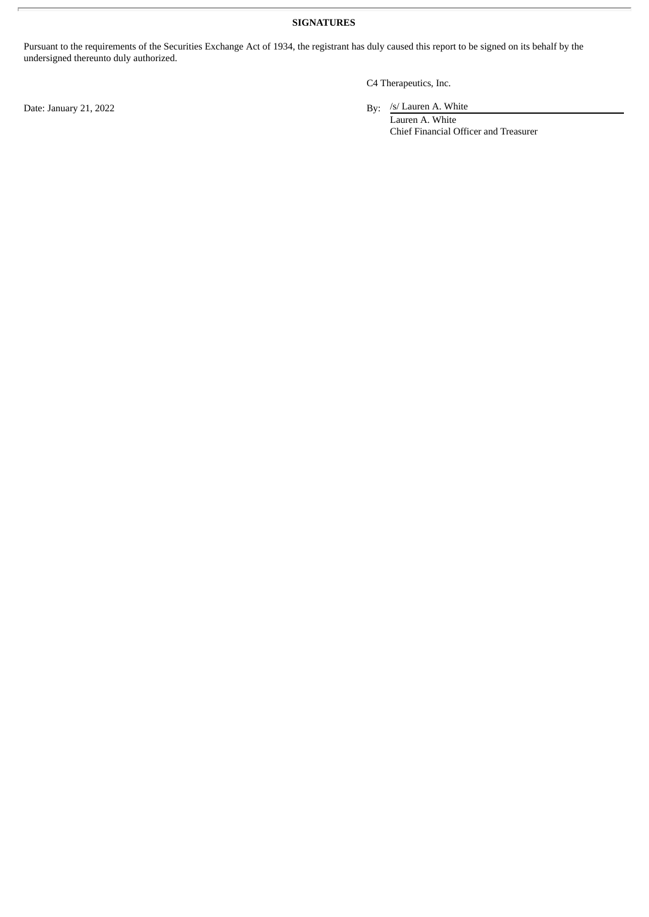**SIGNATURES**

Pursuant to the requirements of the Securities Exchange Act of 1934, the registrant has duly caused this report to be signed on its behalf by the undersigned thereunto duly authorized.

C4 Therapeutics, Inc.

Date: January 21, 2022

By: /s/ Lauren A. White

Lauren A. White

Chief Financial Officer and Treasurer